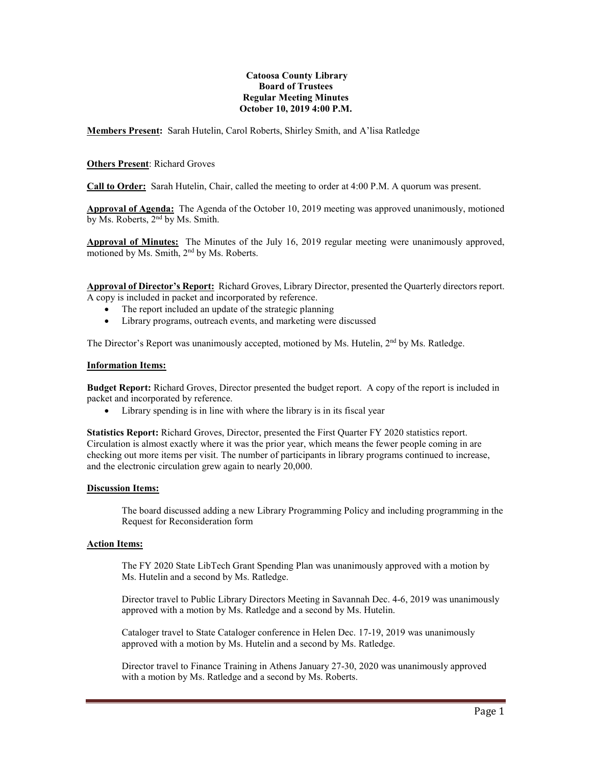**Catoosa County Library**
**Board of Trustees**
**Regular Meeting Minutes**
**October 10, 2019 4:00 P.M.**

**Members Present:** Sarah Hutelin, Carol Roberts, Shirley Smith, and A'lisa Ratledge

**Others Present**: Richard Groves

**Call to Order:** Sarah Hutelin, Chair, called the meeting to order at 4:00 P.M. A quorum was present.

**Approval of Agenda:** The Agenda of the October 10, 2019 meeting was approved unanimously, motioned by Ms. Roberts, 2nd by Ms. Smith.

**Approval of Minutes:** The Minutes of the July 16, 2019 regular meeting were unanimously approved, motioned by Ms. Smith, 2nd by Ms. Roberts.

**Approval of Director's Report:** Richard Groves, Library Director, presented the Quarterly directors report. A copy is included in packet and incorporated by reference.

- The report included an update of the strategic planning
- Library programs, outreach events, and marketing were discussed

The Director's Report was unanimously accepted, motioned by Ms. Hutelin, 2nd by Ms. Ratledge.

**Information Items:**

**Budget Report:** Richard Groves, Director presented the budget report. A copy of the report is included in packet and incorporated by reference.

- Library spending is in line with where the library is in its fiscal year

**Statistics Report:** Richard Groves, Director, presented the First Quarter FY 2020 statistics report. Circulation is almost exactly where it was the prior year, which means the fewer people coming in are checking out more items per visit. The number of participants in library programs continued to increase, and the electronic circulation grew again to nearly 20,000.

**Discussion Items:**

The board discussed adding a new Library Programming Policy and including programming in the Request for Reconsideration form

**Action Items:**

The FY 2020 State LibTech Grant Spending Plan was unanimously approved with a motion by Ms. Hutelin and a second by Ms. Ratledge.

Director travel to Public Library Directors Meeting in Savannah Dec. 4-6, 2019 was unanimously approved with a motion by Ms. Ratledge and a second by Ms. Hutelin.

Cataloger travel to State Cataloger conference in Helen Dec. 17-19, 2019 was unanimously approved with a motion by Ms. Hutelin and a second by Ms. Ratledge.

Director travel to Finance Training in Athens January 27-30, 2020 was unanimously approved with a motion by Ms. Ratledge and a second by Ms. Roberts.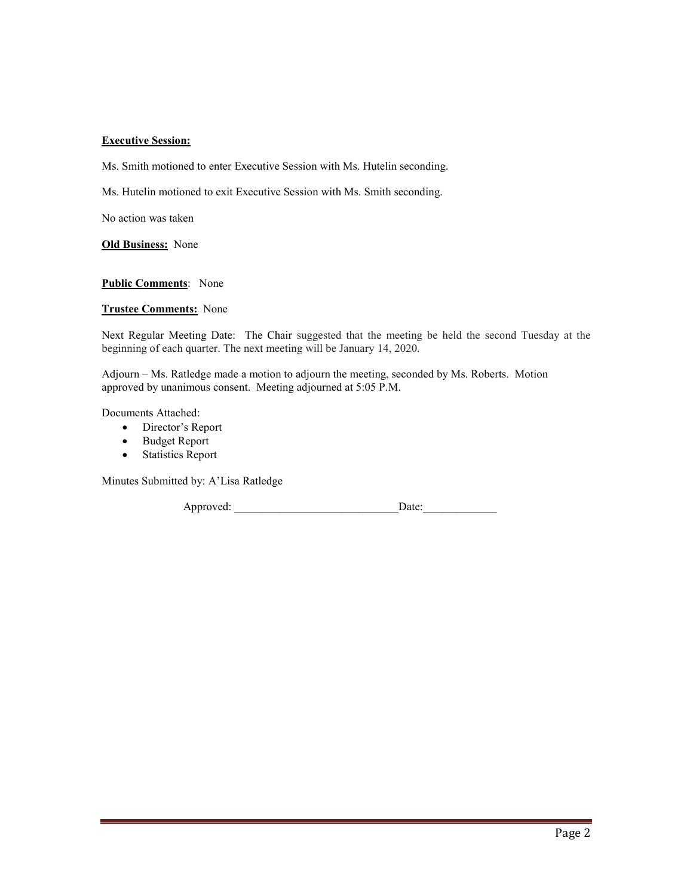**Executive Session:**

Ms. Smith motioned to enter Executive Session with Ms. Hutelin seconding.

Ms. Hutelin motioned to exit Executive Session with Ms. Smith seconding.

No action was taken

**Old Business:** None

**Public Comments**: None

**Trustee Comments:** None

Next Regular Meeting Date: The Chair suggested that the meeting be held the second Tuesday at the beginning of each quarter. The next meeting will be January 14, 2020.

Adjourn – Ms. Ratledge made a motion to adjourn the meeting, seconded by Ms. Roberts. Motion approved by unanimous consent. Meeting adjourned at 5:05 P.M.

Documents Attached:

- Director's Report
- Budget Report
- Statistics Report

Minutes Submitted by: A'Lisa Ratledge

Approved: ____________________________Date:_____________